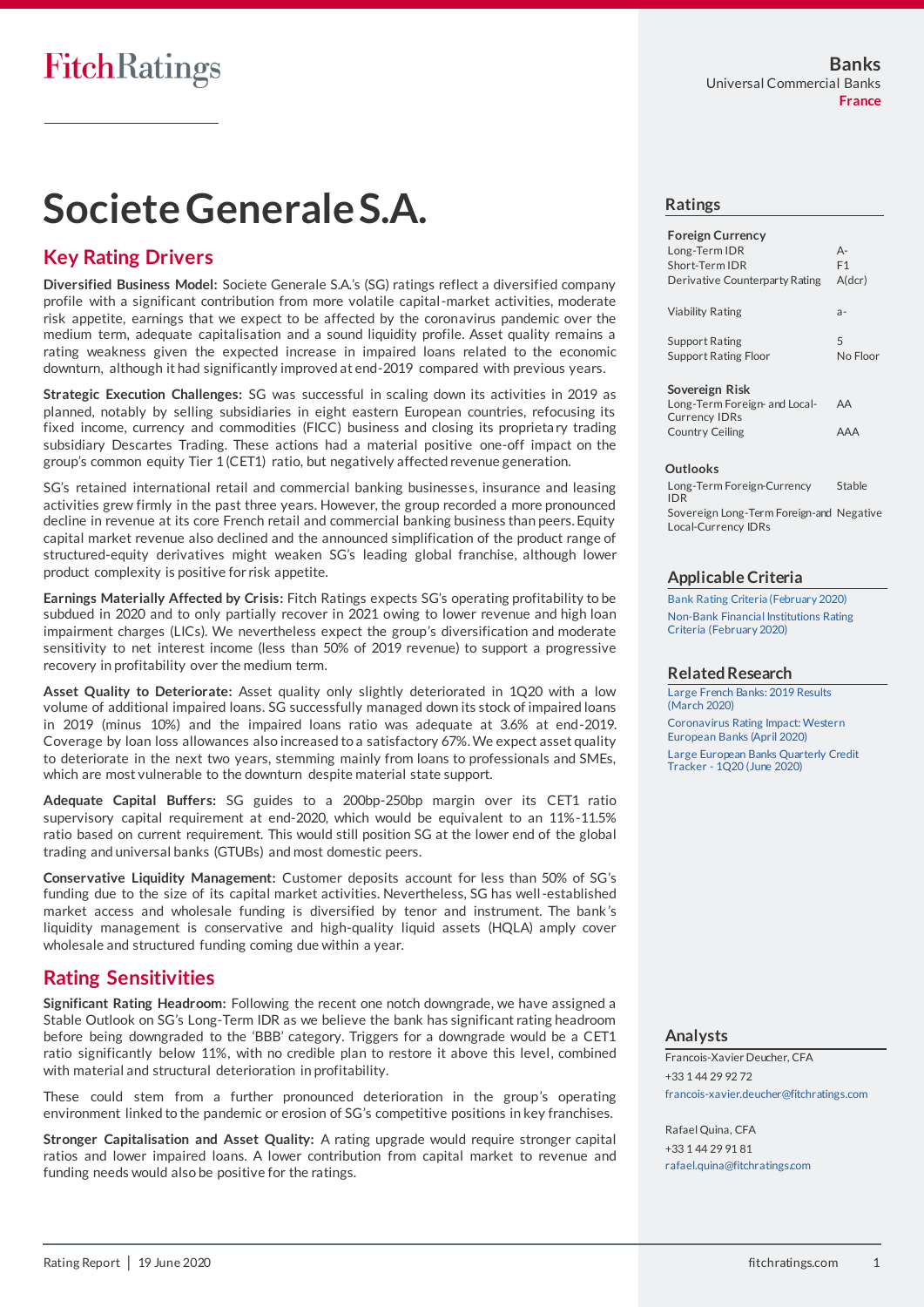Fitch Ratings

**Banks**
Universal Commercial Banks
**France**

# Societe Generale S.A.

## Key Rating Drivers

**Diversified Business Model:** Societe Generale S.A.'s (SG) ratings reflect a diversified company profile with a significant contribution from more volatile capital-market activities, moderate risk appetite, earnings that we expect to be affected by the coronavirus pandemic over the medium term, adequate capitalisation and a sound liquidity profile. Asset quality remains a rating weakness given the expected increase in impaired loans related to the economic downturn, although it had significantly improved at end-2019 compared with previous years.

**Strategic Execution Challenges:** SG was successful in scaling down its activities in 2019 as planned, notably by selling subsidiaries in eight eastern European countries, refocusing its fixed income, currency and commodities (FICC) business and closing its proprietary trading subsidiary Descartes Trading. These actions had a material positive one-off impact on the group's common equity Tier 1 (CET1) ratio, but negatively affected revenue generation.

SG's retained international retail and commercial banking businesses, insurance and leasing activities grew firmly in the past three years. However, the group recorded a more pronounced decline in revenue at its core French retail and commercial banking business than peers. Equity capital market revenue also declined and the announced simplification of the product range of structured-equity derivatives might weaken SG's leading global franchise, although lower product complexity is positive for risk appetite.

**Earnings Materially Affected by Crisis:** Fitch Ratings expects SG's operating profitability to be subdued in 2020 and to only partially recover in 2021 owing to lower revenue and high loan impairment charges (LICs). We nevertheless expect the group's diversification and moderate sensitivity to net interest income (less than 50% of 2019 revenue) to support a progressive recovery in profitability over the medium term.

**Asset Quality to Deteriorate:** Asset quality only slightly deteriorated in 1Q20 with a low volume of additional impaired loans. SG successfully managed down its stock of impaired loans in 2019 (minus 10%) and the impaired loans ratio was adequate at 3.6% at end-2019. Coverage by loan loss allowances also increased to a satisfactory 67%. We expect asset quality to deteriorate in the next two years, stemming mainly from loans to professionals and SMEs, which are most vulnerable to the downturn despite material state support.

**Adequate Capital Buffers:** SG guides to a 200bp-250bp margin over its CET1 ratio supervisory capital requirement at end-2020, which would be equivalent to an 11%-11.5% ratio based on current requirement. This would still position SG at the lower end of the global trading and universal banks (GTUBs) and most domestic peers.

**Conservative Liquidity Management:** Customer deposits account for less than 50% of SG's funding due to the size of its capital market activities. Nevertheless, SG has well-established market access and wholesale funding is diversified by tenor and instrument. The bank's liquidity management is conservative and high-quality liquid assets (HQLA) amply cover wholesale and structured funding coming due within a year.

## Rating Sensitivities

**Significant Rating Headroom:** Following the recent one notch downgrade, we have assigned a Stable Outlook on SG's Long-Term IDR as we believe the bank has significant rating headroom before being downgraded to the 'BBB' category. Triggers for a downgrade would be a CET1 ratio significantly below 11%, with no credible plan to restore it above this level, combined with material and structural deterioration in profitability.

These could stem from a further pronounced deterioration in the group's operating environment linked to the pandemic or erosion of SG's competitive positions in key franchises.

**Stronger Capitalisation and Asset Quality:** A rating upgrade would require stronger capital ratios and lower impaired loans. A lower contribution from capital market to revenue and funding needs would also be positive for the ratings.

### Ratings

| **Foreign Currency** | |
|---|---|
| Long-Term IDR | A- |
| Short-Term IDR | F1 |
| Derivative Counterparty Rating | A(dcr) |
| Viability Rating | a- |
| Support Rating | 5 |
| Support Rating Floor | No Floor |
| **Sovereign Risk** | |
| Long-Term Foreign- and Local-Currency IDRs | AA |
| Country Ceiling | AAA |

### Outlooks

| | |
|---|---|
| Long-Term Foreign-Currency IDR | Stable |
| Sovereign Long-Term Foreign-and Local-Currency IDRs | Negative |

### Applicable Criteria

Bank Rating Criteria (February 2020)
Non-Bank Financial Institutions Rating Criteria (February 2020)

### Related Research

Large French Banks: 2019 Results (March 2020)
Coronavirus Rating Impact: Western European Banks (April 2020)
Large European Banks Quarterly Credit Tracker - 1Q20 (June 2020)

### Analysts

Francois-Xavier Deucher, CFA
+33 1 44 29 92 72
francois-xavier.deucher@fitchratings.com

Rafael Quina, CFA
+33 1 44 29 91 81
rafael.quina@fitchratings.com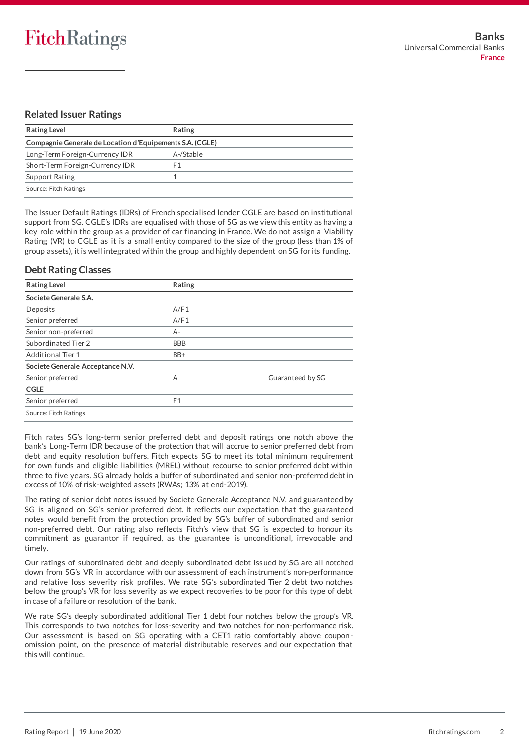## Related Issuer Ratings

| Rating Level | Rating |
|---|---|
| **Compagnie Generale de Location d'Equipements S.A. (CGLE)** | |
| Long-Term Foreign-Currency IDR | A-/Stable |
| Short-Term Foreign-Currency IDR | F1 |
| Support Rating | 1 |

Source: Fitch Ratings

The Issuer Default Ratings (IDRs) of French specialised lender CGLE are based on institutional support from SG. CGLE's IDRs are equalised with those of SG as we view this entity as having a key role within the group as a provider of car financing in France. We do not assign a Viability Rating (VR) to CGLE as it is a small entity compared to the size of the group (less than 1% of group assets), it is well integrated within the group and highly dependent on SG for its funding.

## Debt Rating Classes

| Rating Level | Rating | |
|---|---|---|
| **Societe Generale S.A.** | | |
| Deposits | A/F1 | |
| Senior preferred | A/F1 | |
| Senior non-preferred | A- | |
| Subordinated Tier 2 | BBB | |
| Additional Tier 1 | BB+ | |
| **Societe Generale Acceptance N.V.** | | |
| Senior preferred | A | Guaranteed by SG |
| **CGLE** | | |
| Senior preferred | F1 | |

Source: Fitch Ratings

Fitch rates SG's long-term senior preferred debt and deposit ratings one notch above the bank's Long-Term IDR because of the protection that will accrue to senior preferred debt from debt and equity resolution buffers. Fitch expects SG to meet its total minimum requirement for own funds and eligible liabilities (MREL) without recourse to senior preferred debt within three to five years. SG already holds a buffer of subordinated and senior non-preferred debt in excess of 10% of risk-weighted assets (RWAs; 13% at end-2019).

The rating of senior debt notes issued by Societe Generale Acceptance N.V. and guaranteed by SG is aligned on SG's senior preferred debt. It reflects our expectation that the guaranteed notes would benefit from the protection provided by SG's buffer of subordinated and senior non-preferred debt. Our rating also reflects Fitch's view that SG is expected to honour its commitment as guarantor if required, as the guarantee is unconditional, irrevocable and timely.

Our ratings of subordinated debt and deeply subordinated debt issued by SG are all notched down from SG's VR in accordance with our assessment of each instrument's non-performance and relative loss severity risk profiles. We rate SG's subordinated Tier 2 debt two notches below the group's VR for loss severity as we expect recoveries to be poor for this type of debt in case of a failure or resolution of the bank.

We rate SG's deeply subordinated additional Tier 1 debt four notches below the group's VR. This corresponds to two notches for loss-severity and two notches for non-performance risk. Our assessment is based on SG operating with a CET1 ratio comfortably above coupon-omission point, on the presence of material distributable reserves and our expectation that this will continue.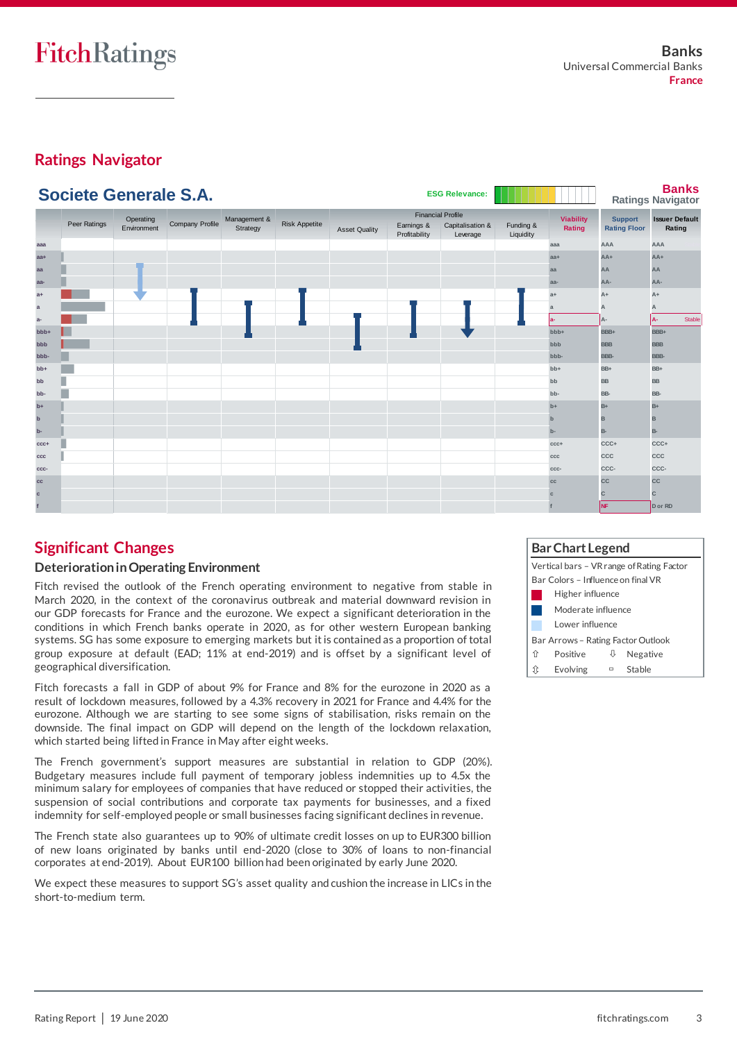## Ratings Navigator

**Societe Generale S.A.**

ESG Relevance:

**Banks Ratings Navigator**

| | Peer Ratings | Operating Environment | Company Profile | Management & Strategy | Risk Appetite | Financial Profile: Asset Quality | Financial Profile: Earnings & Profitability | Financial Profile: Capitalisation & Leverage | Financial Profile: Funding & Liquidity | Viability Rating | Support Rating Floor | Issuer Default Rating |
|---|---|---|---|---|---|---|---|---|---|---|---|---|
| | | | | | | | | | | a- | NF | A- Stable |

## Bar Chart Legend

Vertical bars – VR range of Rating Factor

Bar Colors – Influence on final VR

- Higher influence
- Moderate influence
- Lower influence

Bar Arrows – Rating Factor Outlook

- ⇧ Positive
- ⇩ Negative
- ⇳ Evolving
- ▫ Stable

## Significant Changes

### Deterioration in Operating Environment

Fitch revised the outlook of the French operating environment to negative from stable in March 2020, in the context of the coronavirus outbreak and material downward revision in our GDP forecasts for France and the eurozone. We expect a significant deterioration in the conditions in which French banks operate in 2020, as for other western European banking systems. SG has some exposure to emerging markets but it is contained as a proportion of total group exposure at default (EAD; 11% at end-2019) and is offset by a significant level of geographical diversification.

Fitch forecasts a fall in GDP of about 9% for France and 8% for the eurozone in 2020 as a result of lockdown measures, followed by a 4.3% recovery in 2021 for France and 4.4% for the eurozone. Although we are starting to see some signs of stabilisation, risks remain on the downside. The final impact on GDP will depend on the length of the lockdown relaxation, which started being lifted in France in May after eight weeks.

The French government's support measures are substantial in relation to GDP (20%). Budgetary measures include full payment of temporary jobless indemnities up to 4.5x the minimum salary for employees of companies that have reduced or stopped their activities, the suspension of social contributions and corporate tax payments for businesses, and a fixed indemnity for self-employed people or small businesses facing significant declines in revenue.

The French state also guarantees up to 90% of ultimate credit losses on up to EUR300 billion of new loans originated by banks until end-2020 (close to 30% of loans to non-financial corporates at end-2019). About EUR100 billion had been originated by early June 2020.

We expect these measures to support SG's asset quality and cushion the increase in LICs in the short-to-medium term.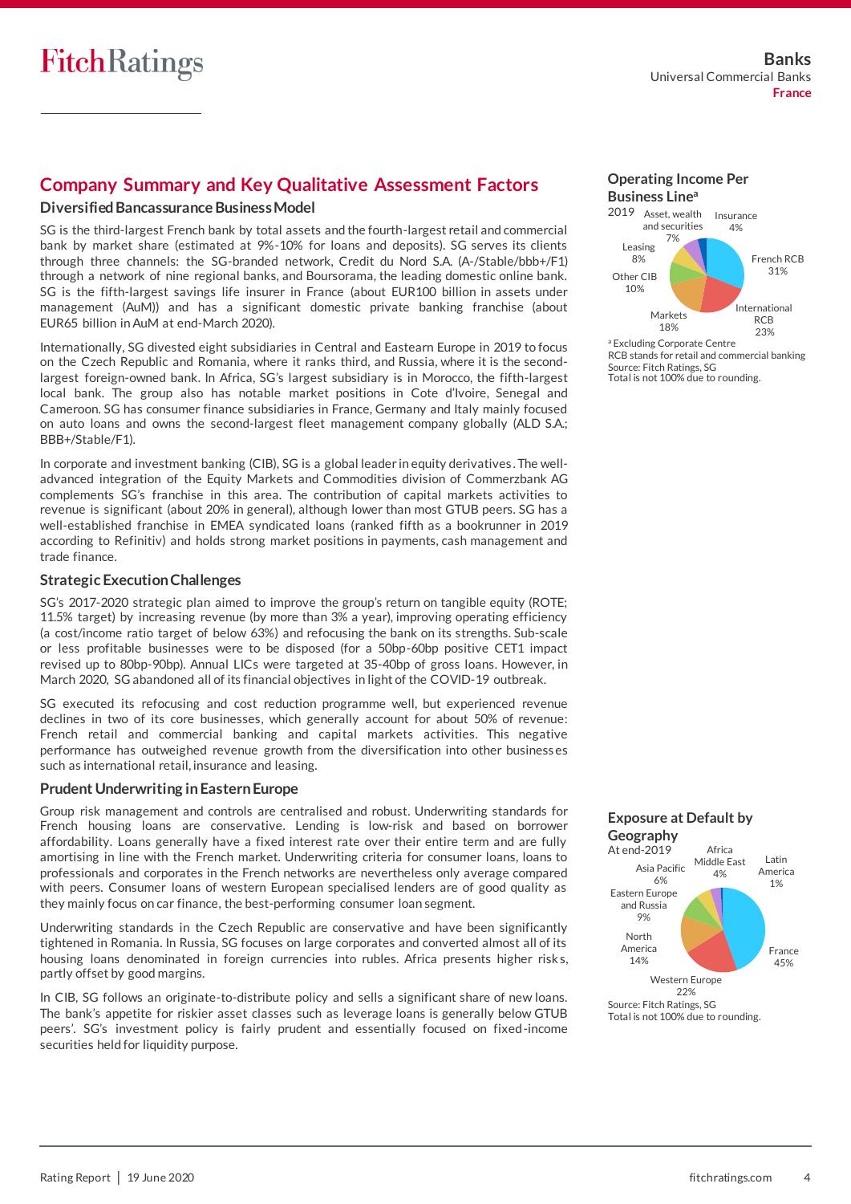## Company Summary and Key Qualitative Assessment Factors

### Diversified Bancassurance Business Model

SG is the third-largest French bank by total assets and the fourth-largest retail and commercial bank by market share (estimated at 9%-10% for loans and deposits). SG serves its clients through three channels: the SG-branded network, Credit du Nord S.A. (A-/Stable/bbb+/F1) through a network of nine regional banks, and Boursorama, the leading domestic online bank. SG is the fifth-largest savings life insurer in France (about EUR100 billion in assets under management (AuM)) and has a significant domestic private banking franchise (about EUR65 billion in AuM at end-March 2020).

Internationally, SG divested eight subsidiaries in Central and Eastearn Europe in 2019 to focus on the Czech Republic and Romania, where it ranks third, and Russia, where it is the second-largest foreign-owned bank. In Africa, SG's largest subsidiary is in Morocco, the fifth-largest local bank. The group also has notable market positions in Cote d'Ivoire, Senegal and Cameroon. SG has consumer finance subsidiaries in France, Germany and Italy mainly focused on auto loans and owns the second-largest fleet management company globally (ALD S.A.; BBB+/Stable/F1).

In corporate and investment banking (CIB), SG is a global leader in equity derivatives. The well-advanced integration of the Equity Markets and Commodities division of Commerzbank AG complements SG's franchise in this area. The contribution of capital markets activities to revenue is significant (about 20% in general), although lower than most GTUB peers. SG has a well-established franchise in EMEA syndicated loans (ranked fifth as a bookrunner in 2019 according to Refinitiv) and holds strong market positions in payments, cash management and trade finance.

### Strategic Execution Challenges

SG's 2017-2020 strategic plan aimed to improve the group's return on tangible equity (ROTE; 11.5% target) by increasing revenue (by more than 3% a year), improving operating efficiency (a cost/income ratio target of below 63%) and refocusing the bank on its strengths. Sub-scale or less profitable businesses were to be disposed (for a 50bp-60bp positive CET1 impact revised up to 80bp-90bp). Annual LICs were targeted at 35-40bp of gross loans. However, in March 2020, SG abandoned all of its financial objectives in light of the COVID-19 outbreak.

SG executed its refocusing and cost reduction programme well, but experienced revenue declines in two of its core businesses, which generally account for about 50% of revenue: French retail and commercial banking and capital markets activities. This negative performance has outweighed revenue growth from the diversification into other businesses such as international retail, insurance and leasing.

### Prudent Underwriting in Eastern Europe

Group risk management and controls are centralised and robust. Underwriting standards for French housing loans are conservative. Lending is low-risk and based on borrower affordability. Loans generally have a fixed interest rate over their entire term and are fully amortising in line with the French market. Underwriting criteria for consumer loans, loans to professionals and corporates in the French networks are nevertheless only average compared with peers. Consumer loans of western European specialised lenders are of good quality as they mainly focus on car finance, the best-performing consumer loan segment.

Underwriting standards in the Czech Republic are conservative and have been significantly tightened in Romania. In Russia, SG focuses on large corporates and converted almost all of its housing loans denominated in foreign currencies into rubles. Africa presents higher risks, partly offset by good margins.

In CIB, SG follows an originate-to-distribute policy and sells a significant share of new loans. The bank's appetite for riskier asset classes such as leverage loans is generally below GTUB peers'. SG's investment policy is fairly prudent and essentially focused on fixed-income securities held for liquidity purpose.

### Operating Income Per Business Line[a]

2019

| Business line | Share |
|---|---|
| French RCB | 31% |
| International RCB | 23% |
| Markets | 18% |
| Other CIB | 10% |
| Leasing | 8% |
| Asset, wealth and securities | 7% |
| Insurance | 4% |

[a] Excluding Corporate Centre
RCB stands for retail and commercial banking
Source: Fitch Ratings, SG
Total is not 100% due to rounding.

### Exposure at Default by Geography

At end-2019

| Geography | Share |
|---|---|
| France | 45% |
| Western Europe | 22% |
| North America | 14% |
| Eastern Europe and Russia | 9% |
| Asia Pacific | 6% |
| Africa Middle East | 4% |
| Latin America | 1% |

Source: Fitch Ratings, SG
Total is not 100% due to rounding.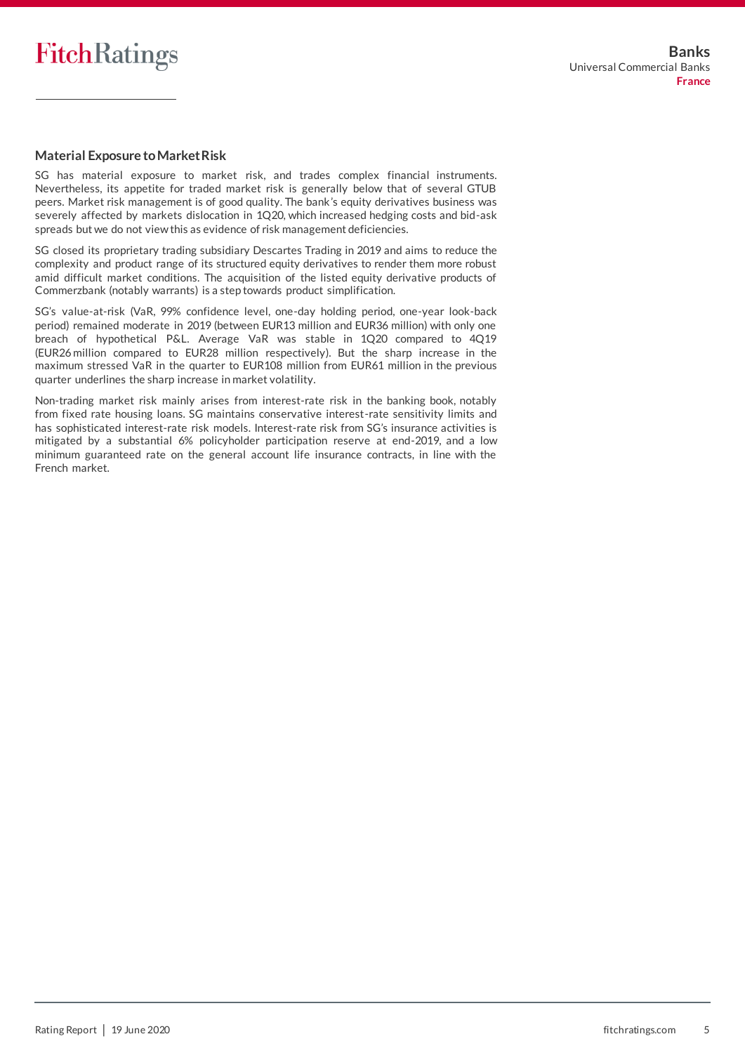## Material Exposure to Market Risk

SG has material exposure to market risk, and trades complex financial instruments. Nevertheless, its appetite for traded market risk is generally below that of several GTUB peers. Market risk management is of good quality. The bank's equity derivatives business was severely affected by markets dislocation in 1Q20, which increased hedging costs and bid-ask spreads but we do not view this as evidence of risk management deficiencies.

SG closed its proprietary trading subsidiary Descartes Trading in 2019 and aims to reduce the complexity and product range of its structured equity derivatives to render them more robust amid difficult market conditions. The acquisition of the listed equity derivative products of Commerzbank (notably warrants) is a step towards product simplification.

SG's value-at-risk (VaR, 99% confidence level, one-day holding period, one-year look-back period) remained moderate in 2019 (between EUR13 million and EUR36 million) with only one breach of hypothetical P&L. Average VaR was stable in 1Q20 compared to 4Q19 (EUR26 million compared to EUR28 million respectively). But the sharp increase in the maximum stressed VaR in the quarter to EUR108 million from EUR61 million in the previous quarter underlines the sharp increase in market volatility.

Non-trading market risk mainly arises from interest-rate risk in the banking book, notably from fixed rate housing loans. SG maintains conservative interest-rate sensitivity limits and has sophisticated interest-rate risk models. Interest-rate risk from SG's insurance activities is mitigated by a substantial 6% policyholder participation reserve at end-2019, and a low minimum guaranteed rate on the general account life insurance contracts, in line with the French market.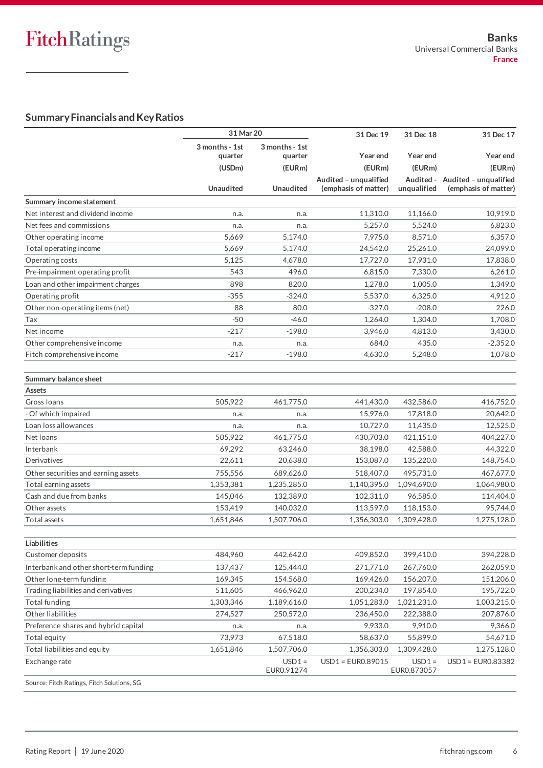## Summary Financials and Key Ratios

| | 31 Mar 20 | | 31 Dec 19 | 31 Dec 18 | 31 Dec 17 |
|---|---|---|---|---|---|
| | 3 months - 1st quarter | 3 months - 1st quarter | Year end | Year end | Year end |
| | (USDm) | (EURm) | (EURm) | (EURm) | (EURm) |
| | Unaudited | Unaudited | Audited – unqualified (emphasis of matter) | Audited - unqualified | Audited – unqualified (emphasis of matter) |
| **Summary income statement** | | | | | |
| Net interest and dividend income | n.a. | n.a. | 11,310.0 | 11,166.0 | 10,919.0 |
| Net fees and commissions | n.a. | n.a. | 5,257.0 | 5,524.0 | 6,823.0 |
| Other operating income | 5,669 | 5,174.0 | 7,975.0 | 8,571.0 | 6,357.0 |
| Total operating income | 5,669 | 5,174.0 | 24,542.0 | 25,261.0 | 24,099.0 |
| Operating costs | 5,125 | 4,678.0 | 17,727.0 | 17,931.0 | 17,838.0 |
| Pre-impairment operating profit | 543 | 496.0 | 6,815.0 | 7,330.0 | 6,261.0 |
| Loan and other impairment charges | 898 | 820.0 | 1,278.0 | 1,005.0 | 1,349.0 |
| Operating profit | -355 | -324.0 | 5,537.0 | 6,325.0 | 4,912.0 |
| Other non-operating items (net) | 88 | 80.0 | -327.0 | -208.0 | 226.0 |
| Tax | -50 | -46.0 | 1,264.0 | 1,304.0 | 1,708.0 |
| Net income | -217 | -198.0 | 3,946.0 | 4,813.0 | 3,430.0 |
| Other comprehensive income | n.a. | n.a. | 684.0 | 435.0 | -2,352.0 |
| Fitch comprehensive income | -217 | -198.0 | 4,630.0 | 5,248.0 | 1,078.0 |
| **Summary balance sheet** | | | | | |
| **Assets** | | | | | |
| Gross loans | 505,922 | 461,775.0 | 441,430.0 | 432,586.0 | 416,752.0 |
| - Of which impaired | n.a. | n.a. | 15,976.0 | 17,818.0 | 20,642.0 |
| Loan loss allowances | n.a. | n.a. | 10,727.0 | 11,435.0 | 12,525.0 |
| Net loans | 505,922 | 461,775.0 | 430,703.0 | 421,151.0 | 404,227.0 |
| Interbank | 69,292 | 63,246.0 | 38,198.0 | 42,588.0 | 44,322.0 |
| Derivatives | 22,611 | 20,638.0 | 153,087.0 | 135,220.0 | 148,754.0 |
| Other securities and earning assets | 755,556 | 689,626.0 | 518,407.0 | 495,731.0 | 467,677.0 |
| Total earning assets | 1,353,381 | 1,235,285.0 | 1,140,395.0 | 1,094,690.0 | 1,064,980.0 |
| Cash and due from banks | 145,046 | 132,389.0 | 102,311.0 | 96,585.0 | 114,404.0 |
| Other assets | 153,419 | 140,032.0 | 113,597.0 | 118,153.0 | 95,744.0 |
| Total assets | 1,651,846 | 1,507,706.0 | 1,356,303.0 | 1,309,428.0 | 1,275,128.0 |
| **Liabilities** | | | | | |
| Customer deposits | 484,960 | 442,642.0 | 409,852.0 | 399,410.0 | 394,228.0 |
| Interbank and other short-term funding | 137,437 | 125,444.0 | 271,771.0 | 267,760.0 | 262,059.0 |
| Other long-term funding | 169,345 | 154,568.0 | 169,426.0 | 156,207.0 | 151,206.0 |
| Trading liabilities and derivatives | 511,605 | 466,962.0 | 200,234.0 | 197,854.0 | 195,722.0 |
| Total funding | 1,303,346 | 1,189,616.0 | 1,051,283.0 | 1,021,231.0 | 1,003,215.0 |
| Other liabilities | 274,527 | 250,572.0 | 236,450.0 | 222,388.0 | 207,876.0 |
| Preference shares and hybrid capital | n.a. | n.a. | 9,933.0 | 9,910.0 | 9,366.0 |
| Total equity | 73,973 | 67,518.0 | 58,637.0 | 55,899.0 | 54,671.0 |
| Total liabilities and equity | 1,651,846 | 1,507,706.0 | 1,356,303.0 | 1,309,428.0 | 1,275,128.0 |
| Exchange rate | | USD1 = EUR0.91274 | USD1 = EUR0.89015 | USD1 = EUR0.873057 | USD1 = EUR0.83382 |

Source: Fitch Ratings, Fitch Solutions, SG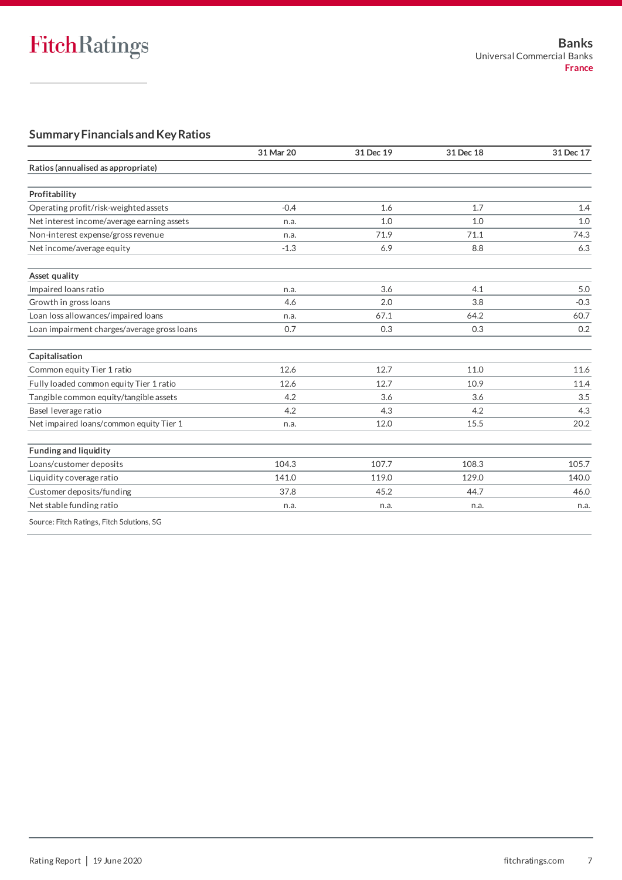## Summary Financials and Key Ratios

| | 31 Mar 20 | 31 Dec 19 | 31 Dec 18 | 31 Dec 17 |
|---|---|---|---|---|
| **Ratios (annualised as appropriate)** | | | | |
| **Profitability** | | | | |
| Operating profit/risk-weighted assets | -0.4 | 1.6 | 1.7 | 1.4 |
| Net interest income/average earning assets | n.a. | 1.0 | 1.0 | 1.0 |
| Non-interest expense/gross revenue | n.a. | 71.9 | 71.1 | 74.3 |
| Net income/average equity | -1.3 | 6.9 | 8.8 | 6.3 |
| **Asset quality** | | | | |
| Impaired loans ratio | n.a. | 3.6 | 4.1 | 5.0 |
| Growth in gross loans | 4.6 | 2.0 | 3.8 | -0.3 |
| Loan loss allowances/impaired loans | n.a. | 67.1 | 64.2 | 60.7 |
| Loan impairment charges/average gross loans | 0.7 | 0.3 | 0.3 | 0.2 |
| **Capitalisation** | | | | |
| Common equity Tier 1 ratio | 12.6 | 12.7 | 11.0 | 11.6 |
| Fully loaded common equity Tier 1 ratio | 12.6 | 12.7 | 10.9 | 11.4 |
| Tangible common equity/tangible assets | 4.2 | 3.6 | 3.6 | 3.5 |
| Basel leverage ratio | 4.2 | 4.3 | 4.2 | 4.3 |
| Net impaired loans/common equity Tier 1 | n.a. | 12.0 | 15.5 | 20.2 |
| **Funding and liquidity** | | | | |
| Loans/customer deposits | 104.3 | 107.7 | 108.3 | 105.7 |
| Liquidity coverage ratio | 141.0 | 119.0 | 129.0 | 140.0 |
| Customer deposits/funding | 37.8 | 45.2 | 44.7 | 46.0 |
| Net stable funding ratio | n.a. | n.a. | n.a. | n.a. |

Source: Fitch Ratings, Fitch Solutions, SG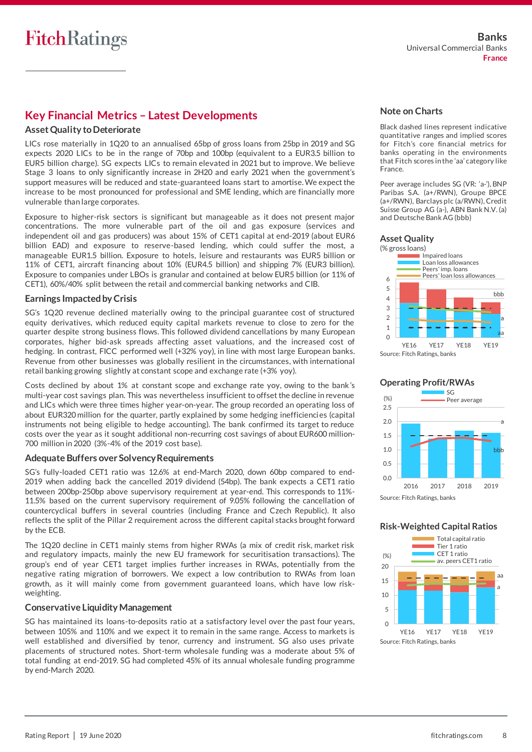## Key Financial Metrics – Latest Developments

### Asset Quality to Deteriorate

LICs rose materially in 1Q20 to an annualised 65bp of gross loans from 25bp in 2019 and SG expects 2020 LICs to be in the range of 70bp and 100bp (equivalent to a EUR3.5 billion to EUR5 billion charge). SG expects LICs to remain elevated in 2021 but to improve. We believe Stage 3 loans to only significantly increase in 2H20 and early 2021 when the government's support measures will be reduced and state-guaranteed loans start to amortise. We expect the increase to be most pronounced for professional and SME lending, which are financially more vulnerable than large corporates.

Exposure to higher-risk sectors is significant but manageable as it does not present major concentrations. The more vulnerable part of the oil and gas exposure (services and independent oil and gas producers) was about 15% of CET1 capital at end-2019 (about EUR6 billion EAD) and exposure to reserve-based lending, which could suffer the most, a manageable EUR1.5 billion. Exposure to hotels, leisure and restaurants was EUR5 billion or 11% of CET1, aircraft financing about 10% (EUR4.5 billion) and shipping 7% (EUR3 billion). Exposure to companies under LBOs is granular and contained at below EUR5 billion (or 11% of CET1), 60%/40% split between the retail and commercial banking networks and CIB.

### Earnings Impacted by Crisis

SG's 1Q20 revenue declined materially owing to the principal guarantee cost of structured equity derivatives, which reduced equity capital markets revenue to close to zero for the quarter despite strong business flows. This followed dividend cancellations by many European corporates, higher bid-ask spreads affecting asset valuations, and the increased cost of hedging. In contrast, FICC performed well (+32% yoy), in line with most large European banks. Revenue from other businesses was globally resilient in the circumstances, with international retail banking growing slightly at constant scope and exchange rate (+3% yoy).

Costs declined by about 1% at constant scope and exchange rate yoy, owing to the bank's multi-year cost savings plan. This was nevertheless insufficient to offset the decline in revenue and LICs which were three times higher year-on-year. The group recorded an operating loss of about EUR320 million for the quarter, partly explained by some hedging inefficiencies (capital instruments not being eligible to hedge accounting). The bank confirmed its target to reduce costs over the year as it sought additional non-recurring cost savings of about EUR600 million-700 million in 2020 (3%-4% of the 2019 cost base).

### Adequate Buffers over Solvency Requirements

SG's fully-loaded CET1 ratio was 12.6% at end-March 2020, down 60bp compared to end-2019 when adding back the cancelled 2019 dividend (54bp). The bank expects a CET1 ratio between 200bp-250bp above supervisory requirement at year-end. This corresponds to 11%-11.5% based on the current supervisory requirement of 9.05% following the cancellation of countercyclical buffers in several countries (including France and Czech Republic). It also reflects the split of the Pillar 2 requirement across the different capital stacks brought forward by the ECB.

The 1Q20 decline in CET1 mainly stems from higher RWAs (a mix of credit risk, market risk and regulatory impacts, mainly the new EU framework for securitisation transactions). The group's end of year CET1 target implies further increases in RWAs, potentially from the negative rating migration of borrowers. We expect a low contribution to RWAs from loan growth, as it will mainly come from government guaranteed loans, which have low risk-weighting.

### Conservative Liquidity Management

SG has maintained its loans-to-deposits ratio at a satisfactory level over the past four years, between 105% and 110% and we expect it to remain in the same range. Access to markets is well established and diversified by tenor, currency and instrument. SG also uses private placements of structured notes. Short-term wholesale funding was a moderate about 5% of total funding at end-2019. SG had completed 45% of its annual wholesale funding programme by end-March 2020.

### Note on Charts

Black dashed lines represent indicative quantitative ranges and implied scores for Fitch's core financial metrics for banks operating in the environments that Fitch scores in the 'aa' category like France.

Peer average includes SG (VR: 'a-'), BNP Paribas S.A. (a+/RWN), Groupe BPCE (a+/RWN), Barclays plc (a/RWN), Credit Suisse Group AG (a-), ABN Bank N.V. (a) and Deutsche Bank AG (bbb)

### Asset Quality

(% gross loans)

Source: Fitch Ratings, banks

### Operating Profit/RWAs

Source: Fitch Ratings, banks

### Risk-Weighted Capital Ratios

Source: Fitch Ratings, banks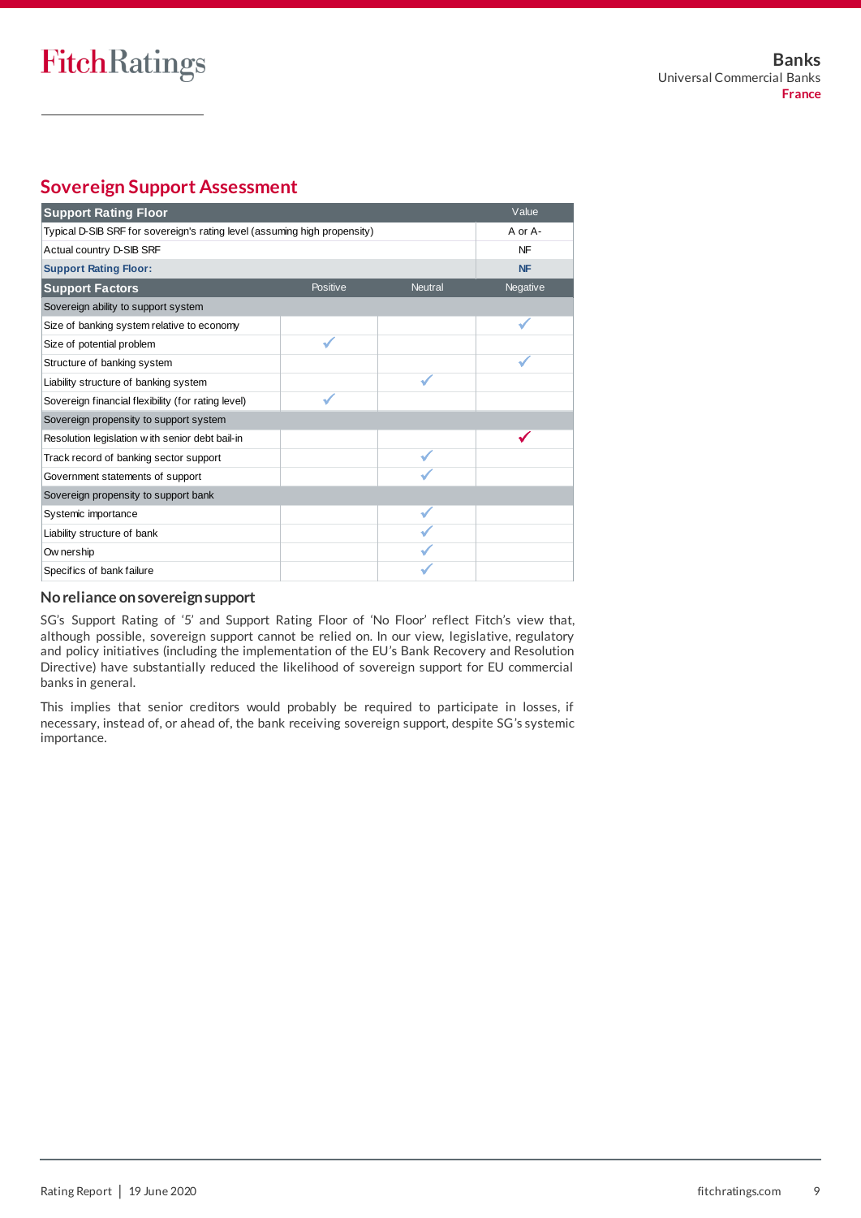## Sovereign Support Assessment

| Support Rating Floor | | | Value |
|---|---|---|---|
| Typical D-SIB SRF for sovereign's rating level (assuming high propensity) | | | A or A- |
| Actual country D-SIB SRF | | | NF |
| **Support Rating Floor:** | | | **NF** |
| **Support Factors** | **Positive** | **Neutral** | **Negative** |
| Sovereign ability to support system | | | |
| Size of banking system relative to economy | | | ✓ |
| Size of potential problem | ✓ | | |
| Structure of banking system | | | ✓ |
| Liability structure of banking system | | ✓ | |
| Sovereign financial flexibility (for rating level) | ✓ | | |
| Sovereign propensity to support system | | | |
| Resolution legislation with senior debt bail-in | | | ✓ |
| Track record of banking sector support | | ✓ | |
| Government statements of support | | ✓ | |
| Sovereign propensity to support bank | | | |
| Systemic importance | | ✓ | |
| Liability structure of bank | | ✓ | |
| Ownership | | ✓ | |
| Specifics of bank failure | | ✓ | |

### No reliance on sovereign support

SG's Support Rating of '5' and Support Rating Floor of 'No Floor' reflect Fitch's view that, although possible, sovereign support cannot be relied on. In our view, legislative, regulatory and policy initiatives (including the implementation of the EU's Bank Recovery and Resolution Directive) have substantially reduced the likelihood of sovereign support for EU commercial banks in general.

This implies that senior creditors would probably be required to participate in losses, if necessary, instead of, or ahead of, the bank receiving sovereign support, despite SG's systemic importance.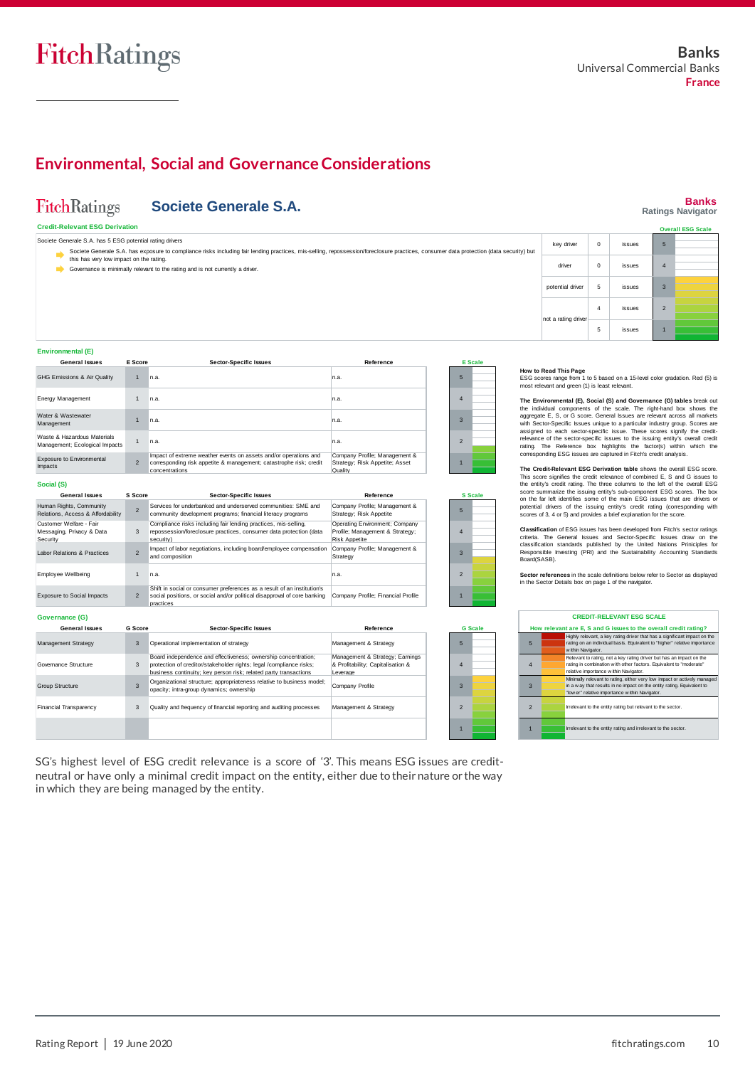## Environmental, Social and Governance Considerations

**Societe Generale S.A.** — Banks Ratings Navigator

### Credit-Relevant ESG Derivation

Societe Generale S.A. has 5 ESG potential rating drivers

- Societe Generale S.A. has exposure to compliance risks including fair lending practices, mis-selling, repossession/foreclosure practices, consumer data protection (data security) but this has very low impact on the rating.
- Governance is minimally relevant to the rating and is not currently a driver.

| | | | Overall ESG Scale |
|---|---|---|---|
| key driver | 0 | issues | 5 |
| driver | 0 | issues | 4 |
| potential driver | 5 | issues | 3 |
| not a rating driver | 4 | issues | 2 |
| | 5 | issues | 1 |

### Environmental (E)

| General Issues | E Score | Sector-Specific Issues | Reference |
|---|---|---|---|
| GHG Emissions & Air Quality | 1 | n.a. | n.a. |
| Energy Management | 1 | n.a. | n.a. |
| Water & Wastewater Management | 1 | n.a. | n.a. |
| Waste & Hazardous Materials Management; Ecological Impacts | 1 | n.a. | n.a. |
| Exposure to Environmental Impacts | 2 | Impact of extreme weather events on assets and/or operations and corresponding risk appetite & management; catastrophe risk; credit concentrations | Company Profile; Management & Strategy; Risk Appetite; Asset Quality |

### Social (S)

| General Issues | S Score | Sector-Specific Issues | Reference |
|---|---|---|---|
| Human Rights, Community Relations, Access & Affordability | 2 | Services for underbanked and underserved communities: SME and community development programs; financial literacy programs | Company Profile; Management & Strategy; Risk Appetite |
| Customer Welfare - Fair Messaging, Privacy & Data Security | 3 | Compliance risks including fair lending practices, mis-selling, repossession/foreclosure practices, consumer data protection (data security) | Operating Environment; Company Profile; Management & Strategy; Risk Appetite |
| Labor Relations & Practices | 2 | Impact of labor negotiations, including board/employee compensation and composition | Company Profile; Management & Strategy |
| Employee Wellbeing | 1 | n.a. | n.a. |
| Exposure to Social Impacts | 2 | Shift in social or consumer preferences as a result of an institution's social positions, or social and/or political disapproval of core banking practices | Company Profile; Financial Profile |

### Governance (G)

| General Issues | G Score | Sector-Specific Issues | Reference |
|---|---|---|---|
| Management Strategy | 3 | Operational implementation of strategy | Management & Strategy |
| Governance Structure | 3 | Board independence and effectiveness; ownership concentration; protection of creditor/stakeholder rights; legal /compliance risks; business continuity; key person risk; related party transactions | Management & Strategy; Earnings & Profitability; Capitalisation & Leverage |
| Group Structure | 3 | Organizational structure; appropriateness relative to business model; opacity; intra-group dynamics; ownership | Company Profile |
| Financial Transparency | 3 | Quality and frequency of financial reporting and auditing processes | Management & Strategy |

**How to Read This Page**
ESG scores range from 1 to 5 based on a 15-level color gradation. Red (5) is most relevant and green (1) is least relevant.

**The Environmental (E), Social (S) and Governance (G) tables** break out the individual components of the scale. The right-hand box shows the aggregate E, S, or G score. General Issues are relevant across all markets with Sector-Specific Issues unique to a particular industry group. Scores are assigned to each sector-specific issue. These scores signify the credit-relevance of the sector-specific issues to the issuing entity's overall credit rating. The Reference box highlights the factor(s) within which the corresponding ESG issues are captured in Fitch's credit analysis.

**The Credit-Relevant ESG Derivation table** shows the overall ESG score. This score signifies the credit relevance of combined E, S and G issues to the entity's credit rating. The three columns to the left of the overall ESG score summarize the issuing entity's sub-component ESG scores. The box on the far left identifies some of the main ESG issues that are drivers or potential drivers of the issuing entity's credit rating (corresponding with scores of 3, 4 or 5) and provides a brief explanation for the score.

**Classification** of ESG issues has been developed from Fitch's sector ratings criteria. The General Issues and Sector-Specific Issues draw on the classification standards published by the United Nations Priniciples for Responsible Investing (PRI) and the Sustainability Accounting Standards Board(SASB).

**Sector references** in the scale definitions below refer to Sector as displayed in the Sector Details box on page 1 of the navigator.

| CREDIT-RELEVANT ESG SCALE | |
|---|---|
| **How relevant are E, S and G issues to the overall credit rating?** | |
| 5 | Highly relevant, a key rating driver that has a significant impact on the rating on an individual basis. Equivalent to "higher" relative importance within Navigator. |
| 4 | Relevant to rating, not a key rating driver but has an impact on the rating in combination with other factors. Equivalent to "moderate" relative importance within Navigator. |
| 3 | Minimally relevant to rating, either very low impact or actively managed in a way that results in no impact on the entity rating. Equivalent to "lower" relative importance within Navigator. |
| 2 | Irrelevant to the entity rating but relevant to the sector. |
| 1 | Irrelevant to the entity rating and irrelevant to the sector. |

SG's highest level of ESG credit relevance is a score of '3'. This means ESG issues are credit-neutral or have only a minimal credit impact on the entity, either due to their nature or the way in which they are being managed by the entity.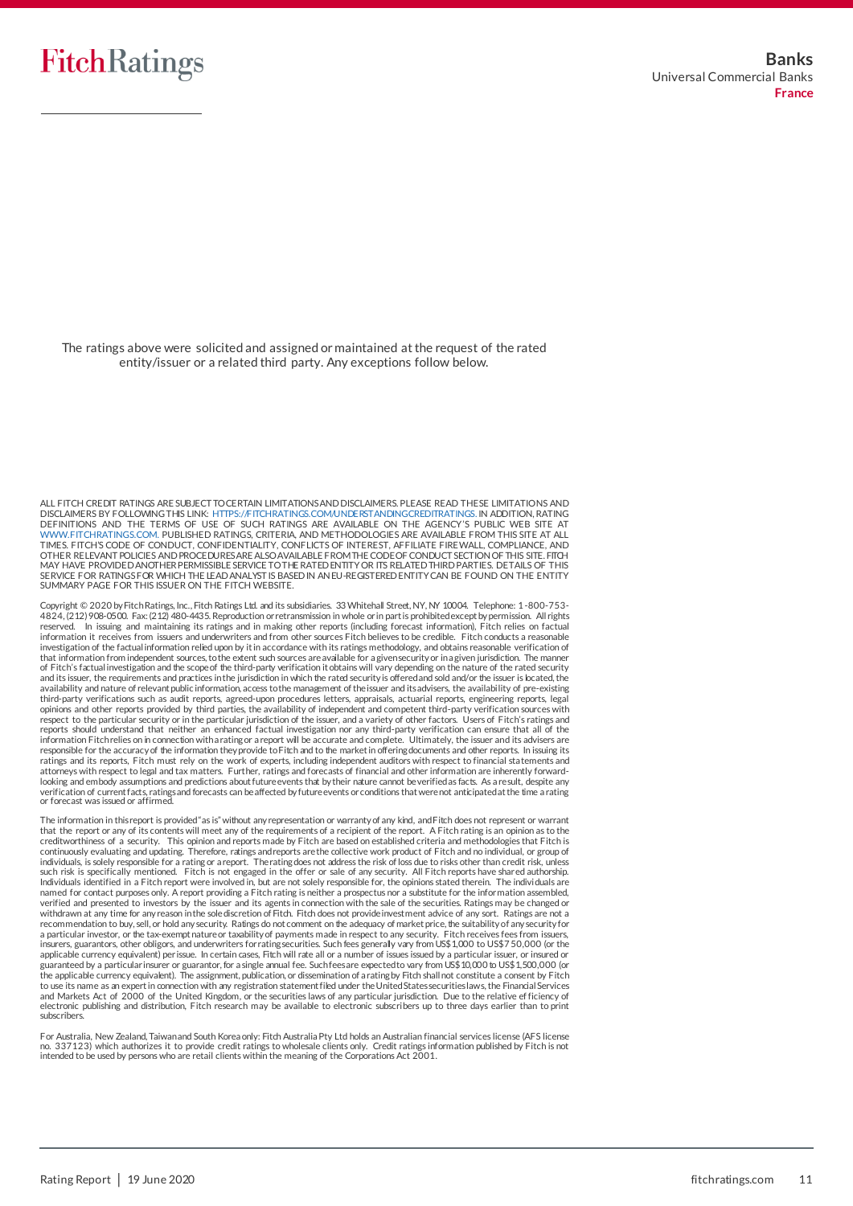The ratings above were solicited and assigned or maintained at the request of the rated entity/issuer or a related third party. Any exceptions follow below.

ALL FITCH CREDIT RATINGS ARE SUBJECT TO CERTAIN LIMITATIONS AND DISCLAIMERS. PLEASE READ THESE LIMITATIONS AND DISCLAIMERS BY FOLLOWING THIS LINK: HTTPS://FITCHRATINGS.COM/UNDERSTANDINGCREDITRATINGS. IN ADDITION, RATING DEFINITIONS AND THE TERMS OF USE OF SUCH RATINGS ARE AVAILABLE ON THE AGENCY'S PUBLIC WEB SITE AT WWW.FITCHRATINGS.COM. PUBLISHED RATINGS, CRITERIA, AND METHODOLOGIES ARE AVAILABLE FROM THIS SITE AT ALL TIMES. FITCH'S CODE OF CONDUCT, CONFIDENTIALITY, CONFLICTS OF INTEREST, AFFILIATE FIREWALL, COMPLIANCE, AND OTHER RELEVANT POLICIES AND PROCEDURES ARE ALSO AVAILABLE FROM THE CODE OF CONDUCT SECTION OF THIS SITE. FITCH MAY HAVE PROVIDED ANOTHER PERMISSIBLE SERVICE TO THE RATED ENTITY OR ITS RELATED THIRD PARTIES. DETAILS OF THIS SERVICE FOR RATINGS FOR WHICH THE LEAD ANALYST IS BASED IN AN EU-REGISTERED ENTITY CAN BE FOUND ON THE ENTITY SUMMARY PAGE FOR THIS ISSUER ON THE FITCH WEBSITE.

Copyright © 2020 by Fitch Ratings, Inc., Fitch Ratings Ltd. and its subsidiaries. 33 Whitehall Street, NY, NY 10004. Telephone: 1-800-753-4824, (212) 908-0500. Fax: (212) 480-4435. Reproduction or retransmission in whole or in part is prohibited except by permission. All rights reserved. In issuing and maintaining its ratings and in making other reports (including forecast information), Fitch relies on factual information it receives from issuers and underwriters and from other sources Fitch believes to be credible. Fitch conducts a reasonable investigation of the factual information relied upon by it in accordance with its ratings methodology, and obtains reasonable verification of that information from independent sources, to the extent such sources are available for a given security or in a given jurisdiction. The manner of Fitch's factual investigation and the scope of the third-party verification it obtains will vary depending on the nature of the rated security and its issuer, the requirements and practices in the jurisdiction in which the rated security is offered and sold and/or the issuer is located, the availability and nature of relevant public information, access to the management of the issuer and its advisers, the availability of pre-existing third-party verifications such as audit reports, agreed-upon procedures letters, appraisals, actuarial reports, engineering reports, legal opinions and other reports provided by third parties, the availability of independent and competent third-party verification sources with respect to the particular security or in the particular jurisdiction of the issuer, and a variety of other factors. Users of Fitch's ratings and reports should understand that neither an enhanced factual investigation nor any third-party verification can ensure that all of the information Fitch relies on in connection with a rating or a report will be accurate and complete. Ultimately, the issuer and its advisers are responsible for the accuracy of the information they provide to Fitch and to the market in offering documents and other reports. In issuing its ratings and its reports, Fitch must rely on the work of experts, including independent auditors with respect to financial statements and attorneys with respect to legal and tax matters. Further, ratings and forecasts of financial and other information are inherently forward-looking and embody assumptions and predictions about future events that by their nature cannot be verified as facts. As a result, despite any verification of current facts, ratings and forecasts can be affected by future events or conditions that were not anticipated at the time a rating or forecast was issued or affirmed.

The information in this report is provided "as is" without any representation or warranty of any kind, and Fitch does not represent or warrant that the report or any of its contents will meet any of the requirements of a recipient of the report. A Fitch rating is an opinion as to the creditworthiness of a security. This opinion and reports made by Fitch are based on established criteria and methodologies that Fitch is continuously evaluating and updating. Therefore, ratings and reports are the collective work product of Fitch and no individual, or group of individuals, is solely responsible for a rating or a report. The rating does not address the risk of loss due to risks other than credit risk, unless such risk is specifically mentioned. Fitch is not engaged in the offer or sale of any security. All Fitch reports have shared authorship. Individuals identified in a Fitch report were involved in, but are not solely responsible for, the opinions stated therein. The individuals are named for contact purposes only. A report providing a Fitch rating is neither a prospectus nor a substitute for the information assembled, verified and presented to investors by the issuer and its agents in connection with the sale of the securities. Ratings may be changed or withdrawn at any time for any reason in the sole discretion of Fitch. Fitch does not provide investment advice of any sort. Ratings are not a recommendation to buy, sell, or hold any security. Ratings do not comment on the adequacy of market price, the suitability of any security for a particular investor, or the tax-exempt nature or taxability of payments made in respect to any security. Fitch receives fees from issuers, insurers, guarantors, other obligors, and underwriters for rating securities. Such fees generally vary from US$1,000 to US$750,000 (or the applicable currency equivalent) per issue. In certain cases, Fitch will rate all or a number of issues issued by a particular issuer, or insured or guaranteed by a particular insurer or guarantor, for a single annual fee. Such fees are expected to vary from US$10,000 to US$1,500,000 (or the applicable currency equivalent). The assignment, publication, or dissemination of a rating by Fitch shall not constitute a consent by Fitch to use its name as an expert in connection with any registration statement filed under the United States securities laws, the Financial Services and Markets Act of 2000 of the United Kingdom, or the securities laws of any particular jurisdiction. Due to the relative efficiency of electronic publishing and distribution, Fitch research may be available to electronic subscribers up to three days earlier than to print subscribers.

For Australia, New Zealand, Taiwan and South Korea only: Fitch Australia Pty Ltd holds an Australian financial services license (AFS license no. 337123) which authorizes it to provide credit ratings to wholesale clients only. Credit ratings information published by Fitch is not intended to be used by persons who are retail clients within the meaning of the Corporations Act 2001.